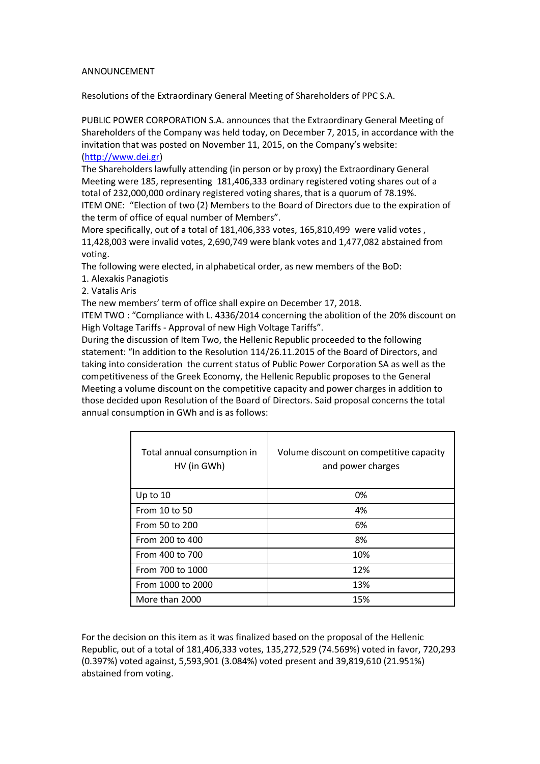ANNOUNCEMENT

Resolutions of the Extraordinary General Meeting of Shareholders of PPC S.A.

PUBLIC POWER CORPORATION S.A. announces that the Extraordinary General Meeting of Shareholders of the Company was held today, on December 7, 2015, in accordance with the invitation that was posted on November 11, 2015, on the Company's website: (http://www.dei.gr)

The Shareholders lawfully attending (in person or by proxy) the Extraordinary General Meeting were 185, representing 181,406,333 ordinary registered voting shares out of a total of 232,000,000 ordinary registered voting shares, that is a quorum of 78.19%.

ITEM ONE: "Election of two (2) Members to the Board of Directors due to the expiration of the term of office of equal number of Members".

More specifically, out of a total of 181,406,333 votes, 165,810,499 were valid votes , 11,428,003 were invalid votes, 2,690,749 were blank votes and 1,477,082 abstained from voting.

The following were elected, in alphabetical order, as new members of the BoD:

1. Alexakis Panagiotis
2. Vatalis Aris

The new members' term of office shall expire on December 17, 2018.

ITEM TWO : "Compliance with L. 4336/2014 concerning the abolition of the 20% discount on High Voltage Tariffs - Approval of new High Voltage Tariffs".

During the discussion of Item Two, the Hellenic Republic proceeded to the following statement: "In addition to the Resolution 114/26.11.2015 of the Board of Directors, and taking into consideration the current status of Public Power Corporation SA as well as the competitiveness of the Greek Economy, the Hellenic Republic proposes to the General Meeting a volume discount on the competitive capacity and power charges in addition to those decided upon Resolution of the Board of Directors. Said proposal concerns the total annual consumption in GWh and is as follows:

| Total annual consumption in HV (in GWh) | Volume discount on competitive capacity and power charges |
|---|---|
| Up to 10 | 0% |
| From 10 to 50 | 4% |
| From 50 to 200 | 6% |
| From 200 to 400 | 8% |
| From 400 to 700 | 10% |
| From 700 to 1000 | 12% |
| From 1000 to 2000 | 13% |
| More than 2000 | 15% |

For the decision on this item as it was finalized based on the proposal of the Hellenic Republic, out of a total of 181,406,333 votes, 135,272,529 (74.569%) voted in favor, 720,293 (0.397%) voted against, 5,593,901 (3.084%) voted present and 39,819,610 (21.951%) abstained from voting.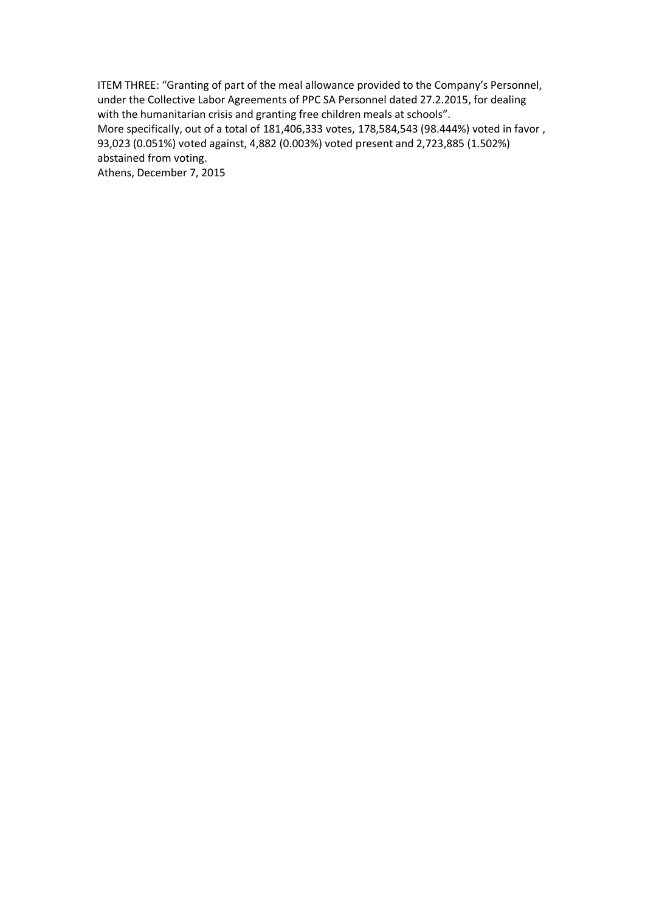ITEM THREE: “Granting of part of the meal allowance provided to the Company’s Personnel, under the Collective Labor Agreements of PPC SA Personnel dated 27.2.2015, for dealing with the humanitarian crisis and granting free children meals at schools”.

More specifically, out of a total of 181,406,333 votes, 178,584,543 (98.444%) voted in favor , 93,023 (0.051%) voted against, 4,882 (0.003%) voted present and 2,723,885 (1.502%) abstained from voting.

Athens, December 7, 2015